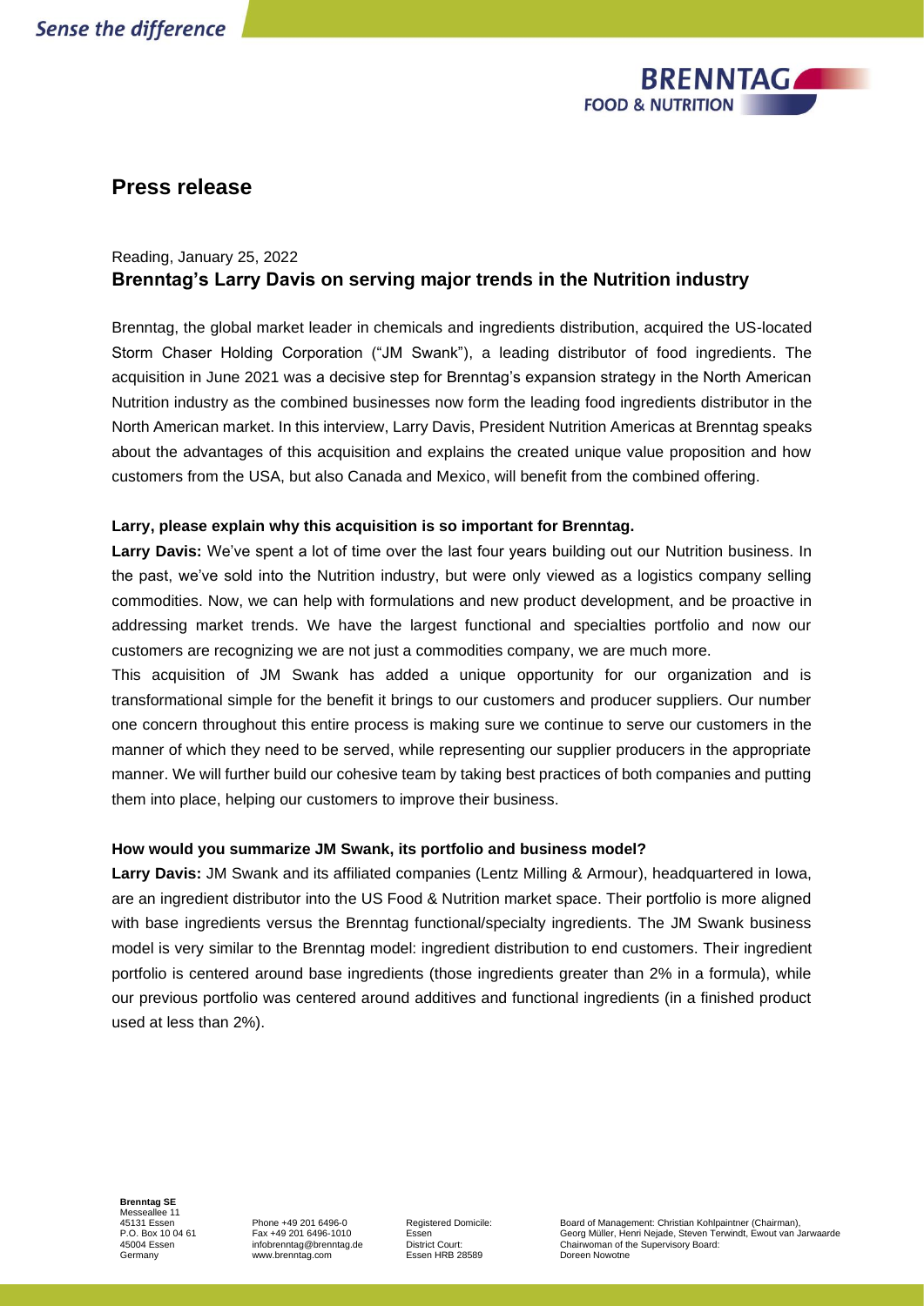# Press release

Reading, January 25, 2022

## Brenntag's Larry Davis on serving major trends in the Nutrition industry

Brenntag, the global market leader in chemicals and ingredients distribution, acquired the US-located Storm Chaser Holding Corporation ("JM Swank"), a leading distributor of food ingredients. The acquisition in June 2021 was a decisive step for Brenntag's expansion strategy in the North American Nutrition industry as the combined businesses now form the leading food ingredients distributor in the North American market. In this interview, Larry Davis, President Nutrition Americas at Brenntag speaks about the advantages of this acquisition and explains the created unique value proposition and how customers from the USA, but also Canada and Mexico, will benefit from the combined offering.

**Larry, please explain why this acquisition is so important for Brenntag.**

**Larry Davis:** We've spent a lot of time over the last four years building out our Nutrition business. In the past, we've sold into the Nutrition industry, but were only viewed as a logistics company selling commodities. Now, we can help with formulations and new product development, and be proactive in addressing market trends. We have the largest functional and specialties portfolio and now our customers are recognizing we are not just a commodities company, we are much more.

This acquisition of JM Swank has added a unique opportunity for our organization and is transformational simple for the benefit it brings to our customers and producer suppliers. Our number one concern throughout this entire process is making sure we continue to serve our customers in the manner of which they need to be served, while representing our supplier producers in the appropriate manner. We will further build our cohesive team by taking best practices of both companies and putting them into place, helping our customers to improve their business.

**How would you summarize JM Swank, its portfolio and business model?**

**Larry Davis:** JM Swank and its affiliated companies (Lentz Milling & Armour), headquartered in Iowa, are an ingredient distributor into the US Food & Nutrition market space. Their portfolio is more aligned with base ingredients versus the Brenntag functional/specialty ingredients. The JM Swank business model is very similar to the Brenntag model: ingredient distribution to end customers. Their ingredient portfolio is centered around base ingredients (those ingredients greater than 2% in a formula), while our previous portfolio was centered around additives and functional ingredients (in a finished product used at less than 2%).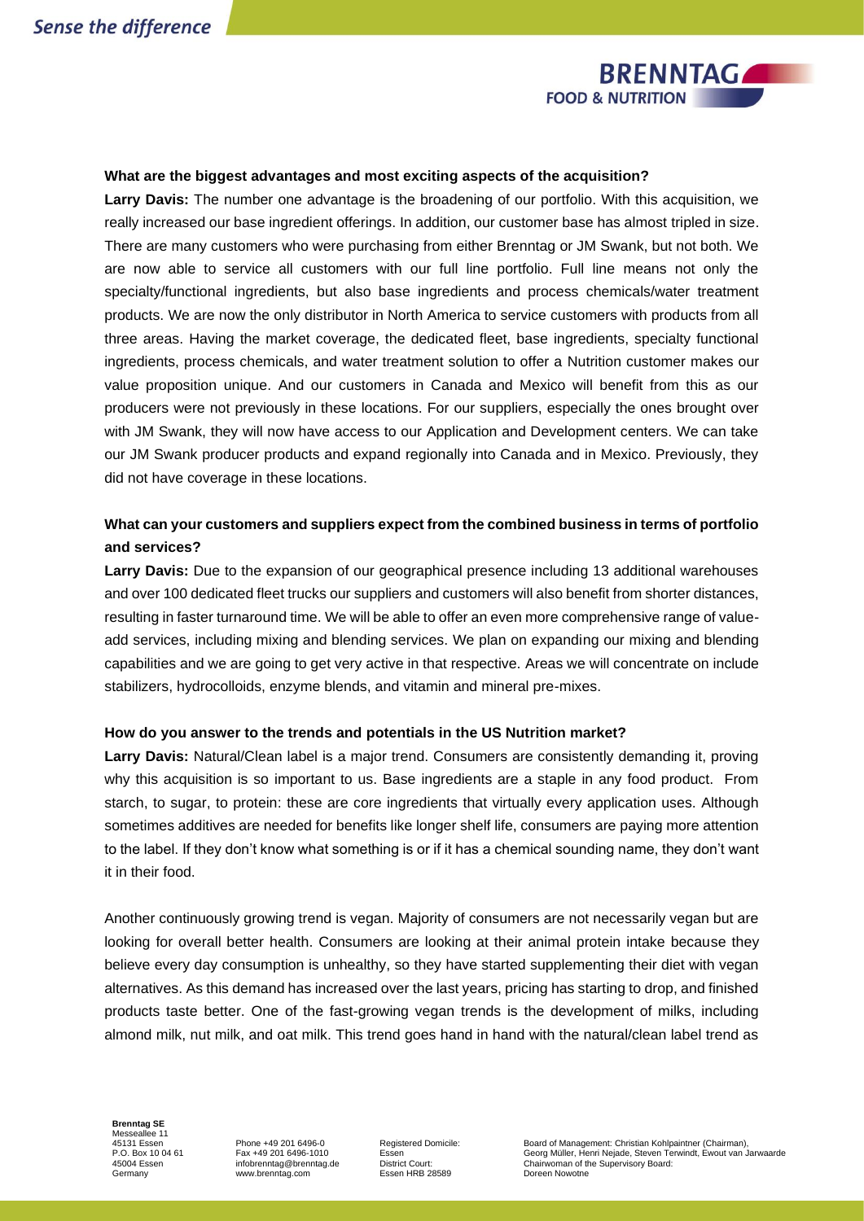**What are the biggest advantages and most exciting aspects of the acquisition?**

**Larry Davis:** The number one advantage is the broadening of our portfolio. With this acquisition, we really increased our base ingredient offerings. In addition, our customer base has almost tripled in size. There are many customers who were purchasing from either Brenntag or JM Swank, but not both. We are now able to service all customers with our full line portfolio. Full line means not only the specialty/functional ingredients, but also base ingredients and process chemicals/water treatment products. We are now the only distributor in North America to service customers with products from all three areas. Having the market coverage, the dedicated fleet, base ingredients, specialty functional ingredients, process chemicals, and water treatment solution to offer a Nutrition customer makes our value proposition unique. And our customers in Canada and Mexico will benefit from this as our producers were not previously in these locations. For our suppliers, especially the ones brought over with JM Swank, they will now have access to our Application and Development centers. We can take our JM Swank producer products and expand regionally into Canada and in Mexico. Previously, they did not have coverage in these locations.

**What can your customers and suppliers expect from the combined business in terms of portfolio and services?**

**Larry Davis:** Due to the expansion of our geographical presence including 13 additional warehouses and over 100 dedicated fleet trucks our suppliers and customers will also benefit from shorter distances, resulting in faster turnaround time. We will be able to offer an even more comprehensive range of value-add services, including mixing and blending services. We plan on expanding our mixing and blending capabilities and we are going to get very active in that respective. Areas we will concentrate on include stabilizers, hydrocolloids, enzyme blends, and vitamin and mineral pre-mixes.

**How do you answer to the trends and potentials in the US Nutrition market?**

**Larry Davis:** Natural/Clean label is a major trend. Consumers are consistently demanding it, proving why this acquisition is so important to us. Base ingredients are a staple in any food product. From starch, to sugar, to protein: these are core ingredients that virtually every application uses. Although sometimes additives are needed for benefits like longer shelf life, consumers are paying more attention to the label. If they don't know what something is or if it has a chemical sounding name, they don't want it in their food.

Another continuously growing trend is vegan. Majority of consumers are not necessarily vegan but are looking for overall better health. Consumers are looking at their animal protein intake because they believe every day consumption is unhealthy, so they have started supplementing their diet with vegan alternatives. As this demand has increased over the last years, pricing has starting to drop, and finished products taste better. One of the fast-growing vegan trends is the development of milks, including almond milk, nut milk, and oat milk. This trend goes hand in hand with the natural/clean label trend as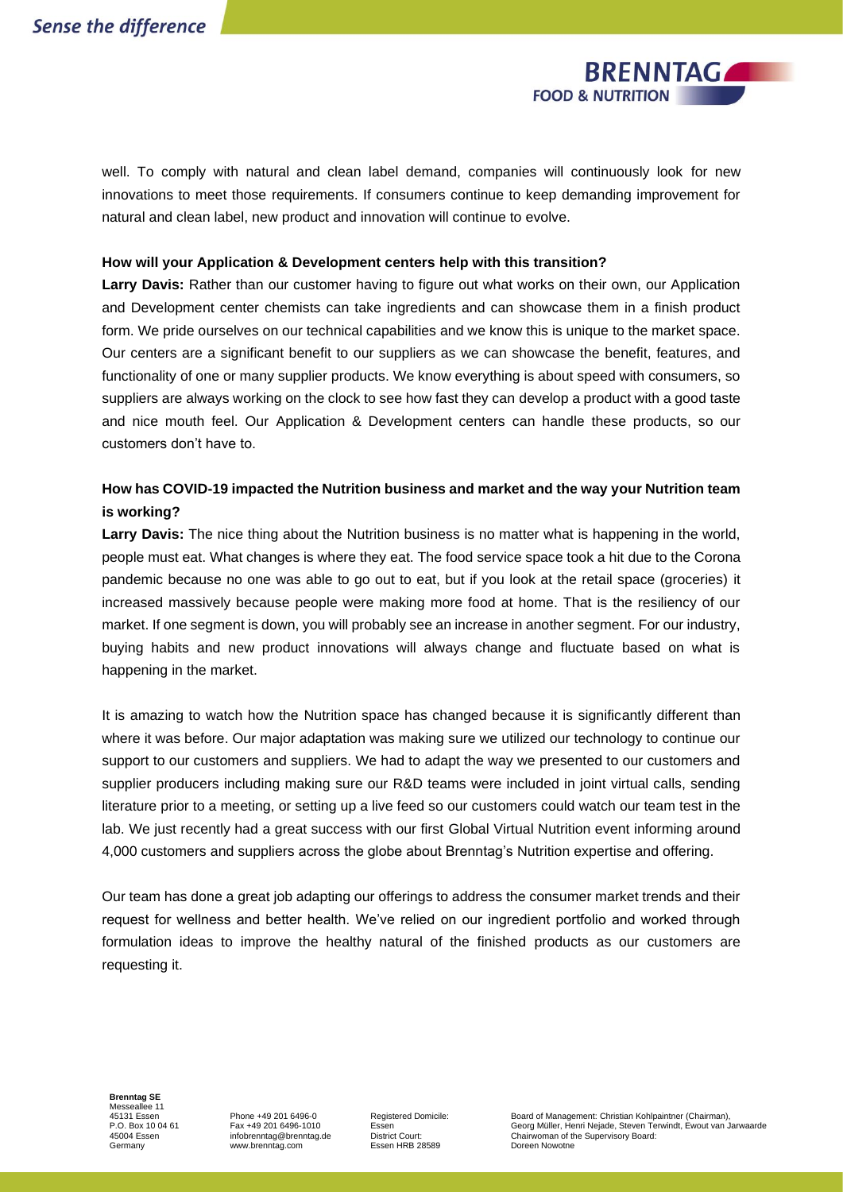well. To comply with natural and clean label demand, companies will continuously look for new innovations to meet those requirements. If consumers continue to keep demanding improvement for natural and clean label, new product and innovation will continue to evolve.

**How will your Application & Development centers help with this transition?**

**Larry Davis:** Rather than our customer having to figure out what works on their own, our Application and Development center chemists can take ingredients and can showcase them in a finish product form. We pride ourselves on our technical capabilities and we know this is unique to the market space. Our centers are a significant benefit to our suppliers as we can showcase the benefit, features, and functionality of one or many supplier products. We know everything is about speed with consumers, so suppliers are always working on the clock to see how fast they can develop a product with a good taste and nice mouth feel. Our Application & Development centers can handle these products, so our customers don't have to.

**How has COVID-19 impacted the Nutrition business and market and the way your Nutrition team is working?**

**Larry Davis:** The nice thing about the Nutrition business is no matter what is happening in the world, people must eat. What changes is where they eat. The food service space took a hit due to the Corona pandemic because no one was able to go out to eat, but if you look at the retail space (groceries) it increased massively because people were making more food at home. That is the resiliency of our market. If one segment is down, you will probably see an increase in another segment. For our industry, buying habits and new product innovations will always change and fluctuate based on what is happening in the market.

It is amazing to watch how the Nutrition space has changed because it is significantly different than where it was before. Our major adaptation was making sure we utilized our technology to continue our support to our customers and suppliers. We had to adapt the way we presented to our customers and supplier producers including making sure our R&D teams were included in joint virtual calls, sending literature prior to a meeting, or setting up a live feed so our customers could watch our team test in the lab. We just recently had a great success with our first Global Virtual Nutrition event informing around 4,000 customers and suppliers across the globe about Brenntag's Nutrition expertise and offering.

Our team has done a great job adapting our offerings to address the consumer market trends and their request for wellness and better health. We've relied on our ingredient portfolio and worked through formulation ideas to improve the healthy natural of the finished products as our customers are requesting it.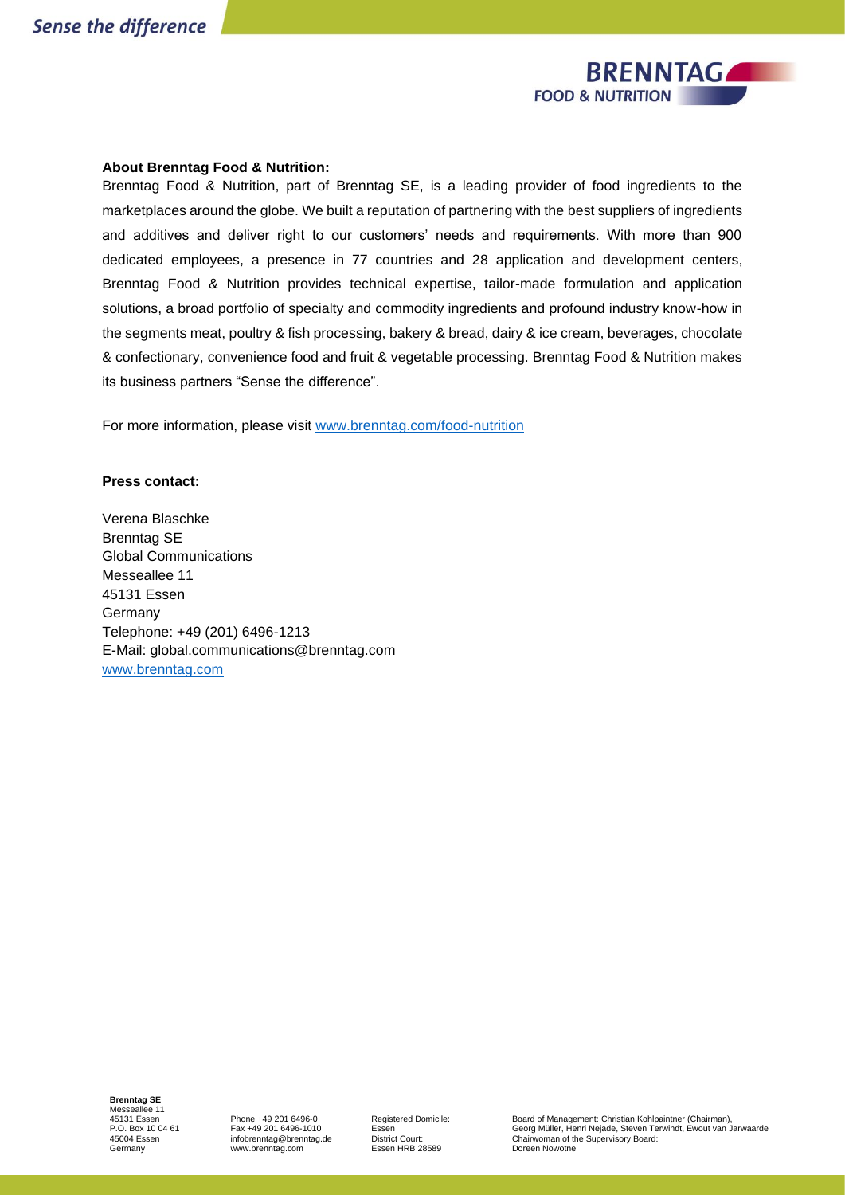**About Brenntag Food & Nutrition:**

Brenntag Food & Nutrition, part of Brenntag SE, is a leading provider of food ingredients to the marketplaces around the globe. We built a reputation of partnering with the best suppliers of ingredients and additives and deliver right to our customers' needs and requirements. With more than 900 dedicated employees, a presence in 77 countries and 28 application and development centers, Brenntag Food & Nutrition provides technical expertise, tailor-made formulation and application solutions, a broad portfolio of specialty and commodity ingredients and profound industry know-how in the segments meat, poultry & fish processing, bakery & bread, dairy & ice cream, beverages, chocolate & confectionary, convenience food and fruit & vegetable processing. Brenntag Food & Nutrition makes its business partners "Sense the difference".

For more information, please visit [www.brenntag.com/food-nutrition](http://www.brenntag.com/food-nutrition)

**Press contact:**

Verena Blaschke
Brenntag SE
Global Communications
Messeallee 11
45131 Essen
Germany
Telephone: +49 (201) 6496-1213
E-Mail: global.communications@brenntag.com
[www.brenntag.com](http://www.brenntag.com)

**Brenntag SE**
Messeallee 11
45131 Essen
P.O. Box 10 04 61
45004 Essen
Germany

Phone +49 201 6496-0
Fax +49 201 6496-1010
infobrenntag@brenntag.de
www.brenntag.com

Registered Domicile:
Essen
District Court:
Essen HRB 28589

Board of Management: Christian Kohlpaintner (Chairman),
Georg Müller, Henri Nejade, Steven Terwindt, Ewout van Jarwaarde
Chairwoman of the Supervisory Board:
Doreen Nowotne